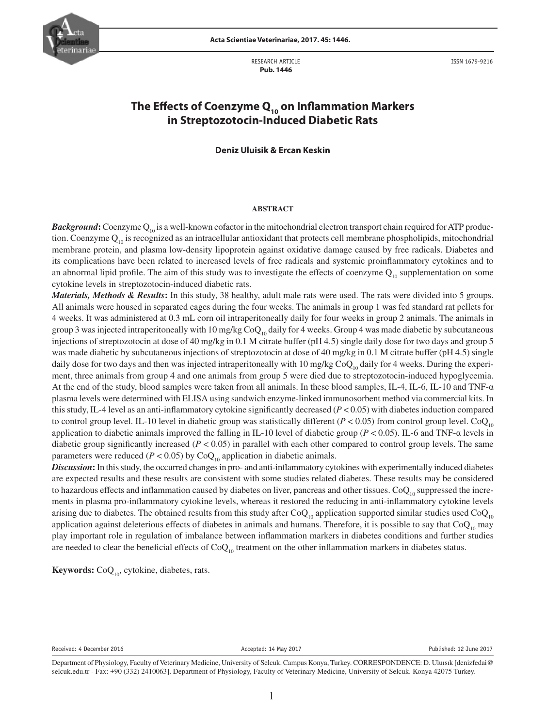RESEARCH ARTICLE
**Pub. 1446**

ISSN 1679-9216

# The Effects of Coenzyme $Q_{10}$ on Inflammation Markers in Streptozotocin-Induced Diabetic Rats

**Deniz Uluisik & Ercan Keskin**

## ABSTRACT

***Background*:** Coenzyme $Q_{10}$ is a well-known cofactor in the mitochondrial electron transport chain required for ATP production. Coenzyme $Q_{10}$ is recognized as an intracellular antioxidant that protects cell membrane phospholipids, mitochondrial membrane protein, and plasma low-density lipoprotein against oxidative damage caused by free radicals. Diabetes and its complications have been related to increased levels of free radicals and systemic proinflammatory cytokines and to an abnormal lipid profile. The aim of this study was to investigate the effects of coenzyme $Q_{10}$ supplementation on some cytokine levels in streptozotocin-induced diabetic rats.

***Materials, Methods & Results*:** In this study, 38 healthy, adult male rats were used. The rats were divided into 5 groups. All animals were housed in separated cages during the four weeks. The animals in group 1 was fed standard rat pellets for 4 weeks. It was administered at 0.3 mL corn oil intraperitoneally daily for four weeks in group 2 animals. The animals in group 3 was injected intraperitoneally with 10 mg/kg $CoQ_{10}$ daily for 4 weeks. Group 4 was made diabetic by subcutaneous injections of streptozotocin at dose of 40 mg/kg in 0.1 M citrate buffer (pH 4.5) single daily dose for two days and group 5 was made diabetic by subcutaneous injections of streptozotocin at dose of 40 mg/kg in 0.1 M citrate buffer (pH 4.5) single daily dose for two days and then was injected intraperitoneally with 10 mg/kg $CoQ_{10}$ daily for 4 weeks. During the experiment, three animals from group 4 and one animals from group 5 were died due to streptozotocin-induced hypoglycemia. At the end of the study, blood samples were taken from all animals. In these blood samples, IL-4, IL-6, IL-10 and TNF-α plasma levels were determined with ELISA using sandwich enzyme-linked immunosorbent method via commercial kits. In this study, IL-4 level as an anti-inflammatory cytokine significantly decreased ($P < 0.05$) with diabetes induction compared to control group level. IL-10 level in diabetic group was statistically different ($P < 0.05$) from control group level. $CoQ_{10}$ application to diabetic animals improved the falling in IL-10 level of diabetic group ($P < 0.05$). IL-6 and TNF-α levels in diabetic group significantly increased ($P < 0.05$) in parallel with each other compared to control group levels. The same parameters were reduced ($P < 0.05$) by $CoQ_{10}$ application in diabetic animals.

***Discussion*:** In this study, the occurred changes in pro- and anti-inflammatory cytokines with experimentally induced diabetes are expected results and these results are consistent with some studies related diabetes. These results may be considered to hazardous effects and inflammation caused by diabetes on liver, pancreas and other tissues. $CoQ_{10}$ suppressed the increments in plasma pro-inflammatory cytokine levels, whereas it restored the reducing in anti-inflammatory cytokine levels arising due to diabetes. The obtained results from this study after $CoQ_{10}$ application supported similar studies used $CoQ_{10}$ application against deleterious effects of diabetes in animals and humans. Therefore, it is possible to say that $CoQ_{10}$ may play important role in regulation of imbalance between inflammation markers in diabetes conditions and further studies are needed to clear the beneficial effects of $CoQ_{10}$ treatment on the other inflammation markers in diabetes status.

**Keywords:** $CoQ_{10}$, cytokine, diabetes, rats.

Received: 4 December 2016 Accepted: 14 May 2017 Published: 12 June 2017

Department of Physiology, Faculty of Veterinary Medicine, University of Selcuk. Campus Konya, Turkey. CORRESPONDENCE: D. Uluısık [denizfedai@selcuk.edu.tr - Fax: +90 (332) 2410063]. Department of Physiology, Faculty of Veterinary Medicine, University of Selcuk. Konya 42075 Turkey.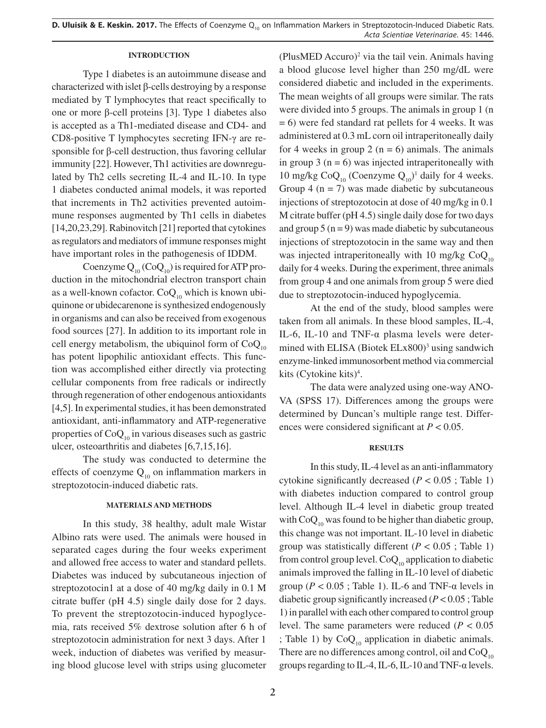## INTRODUCTION

Type 1 diabetes is an autoimmune disease and characterized with islet β-cells destroying by a response mediated by T lymphocytes that react specifically to one or more β-cell proteins [3]. Type 1 diabetes also is accepted as a Th1-mediated disease and CD4- and CD8-positive T lymphocytes secreting IFN-γ are responsible for β-cell destruction, thus favoring cellular immunity [22]. However, Th1 activities are downregulated by Th2 cells secreting IL-4 and IL-10. In type 1 diabetes conducted animal models, it was reported that increments in Th2 activities prevented autoimmune responses augmented by Th1 cells in diabetes [14,20,23,29]. Rabinovitch [21] reported that cytokines as regulators and mediators of immune responses might have important roles in the pathogenesis of IDDM.

Coenzyme $Q_{10}$ ($CoQ_{10}$) is required for ATP production in the mitochondrial electron transport chain as a well-known cofactor. $CoQ_{10}$ which is known ubiquinone or ubidecarenone is synthesized endogenously in organisms and can also be received from exogenous food sources [27]. In addition to its important role in cell energy metabolism, the ubiquinol form of $CoQ_{10}$ has potent lipophilic antioxidant effects. This function was accomplished either directly via protecting cellular components from free radicals or indirectly through regeneration of other endogenous antioxidants [4,5]. In experimental studies, it has been demonstrated antioxidant, anti-inflammatory and ATP-regenerative properties of $CoQ_{10}$ in various diseases such as gastric ulcer, osteoarthritis and diabetes [6,7,15,16].

The study was conducted to determine the effects of coenzyme $Q_{10}$ on inflammation markers in streptozotocin-induced diabetic rats.

## MATERIALS AND METHODS

In this study, 38 healthy, adult male Wistar Albino rats were used. The animals were housed in separated cages during the four weeks experiment and allowed free access to water and standard pellets. Diabetes was induced by subcutaneous injection of streptozotocin1 at a dose of 40 mg/kg daily in 0.1 M citrate buffer (pH 4.5) single daily dose for 2 days. To prevent the streptozotocin-induced hypoglycemia, rats received 5% dextrose solution after 6 h of streptozotocin administration for next 3 days. After 1 week, induction of diabetes was verified by measuring blood glucose level with strips using glucometer (PlusMED Accuro)[2] via the tail vein. Animals having a blood glucose level higher than 250 mg/dL were considered diabetic and included in the experiments. The mean weights of all groups were similar. The rats were divided into 5 groups. The animals in group 1 (n = 6) were fed standard rat pellets for 4 weeks. It was administered at 0.3 mL corn oil intraperitoneally daily for 4 weeks in group 2 (n = 6) animals. The animals in group 3 (n = 6) was injected intraperitoneally with 10 mg/kg $CoQ_{10}$ (Coenzyme $Q_{10}$)[1] daily for 4 weeks. Group 4 (n = 7) was made diabetic by subcutaneous injections of streptozotocin at dose of 40 mg/kg in 0.1 M citrate buffer (pH 4.5) single daily dose for two days and group 5 (n = 9) was made diabetic by subcutaneous injections of streptozotocin in the same way and then was injected intraperitoneally with 10 mg/kg $CoQ_{10}$ daily for 4 weeks. During the experiment, three animals from group 4 and one animals from group 5 were died due to streptozotocin-induced hypoglycemia.

At the end of the study, blood samples were taken from all animals. In these blood samples, IL-4, IL-6, IL-10 and TNF-α plasma levels were determined with ELISA (Biotek ELx800)[3] using sandwich enzyme-linked immunosorbent method via commercial kits (Cytokine kits)[4].

The data were analyzed using one-way ANOVA (SPSS 17). Differences among the groups were determined by Duncan's multiple range test. Differences were considered significant at $P < 0.05$.

## RESULTS

In this study, IL-4 level as an anti-inflammatory cytokine significantly decreased ($P < 0.05$ ; Table 1) with diabetes induction compared to control group level. Although IL-4 level in diabetic group treated with $CoQ_{10}$ was found to be higher than diabetic group, this change was not important. IL-10 level in diabetic group was statistically different ($P < 0.05$ ; Table 1) from control group level. $CoQ_{10}$ application to diabetic animals improved the falling in IL-10 level of diabetic group ($P < 0.05$ ; Table 1). IL-6 and TNF-α levels in diabetic group significantly increased ($P < 0.05$ ; Table 1) in parallel with each other compared to control group level. The same parameters were reduced ($P < 0.05$ ; Table 1) by $CoQ_{10}$ application in diabetic animals. There are no differences among control, oil and $CoQ_{10}$ groups regarding to IL-4, IL-6, IL-10 and TNF-α levels.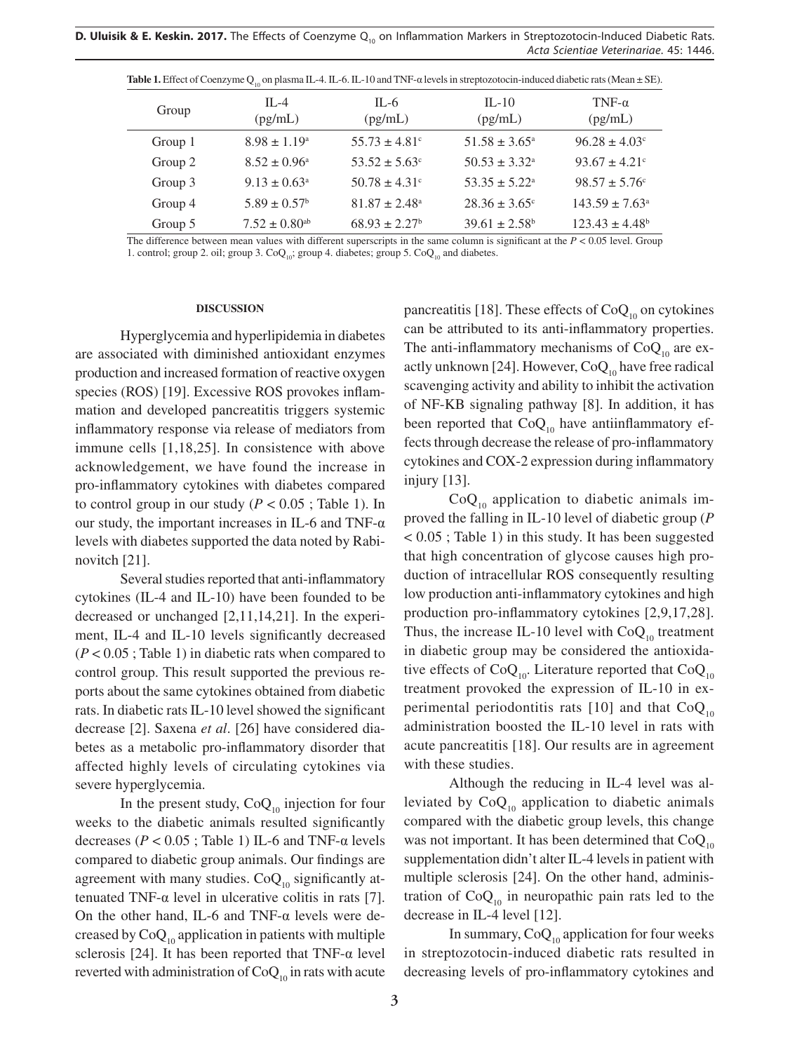**Table 1.** Effect of Coenzyme $Q_{10}$ on plasma IL-4. IL-6. IL-10 and TNF-α levels in streptozotocin-induced diabetic rats (Mean ± SE).

| Group | IL-4 (pg/mL) | IL-6 (pg/mL) | IL-10 (pg/mL) | TNF-α (pg/mL) |
|---|---|---|---|---|
| Group 1 | $8.98 \pm 1.19^{a}$ | $55.73 \pm 4.81^{c}$ | $51.58 \pm 3.65^{a}$ | $96.28 \pm 4.03^{c}$ |
| Group 2 | $8.52 \pm 0.96^{a}$ | $53.52 \pm 5.63^{c}$ | $50.53 \pm 3.32^{a}$ | $93.67 \pm 4.21^{c}$ |
| Group 3 | $9.13 \pm 0.63^{a}$ | $50.78 \pm 4.31^{c}$ | $53.35 \pm 5.22^{a}$ | $98.57 \pm 5.76^{c}$ |
| Group 4 | $5.89 \pm 0.57^{b}$ | $81.87 \pm 2.48^{a}$ | $28.36 \pm 3.65^{c}$ | $143.59 \pm 7.63^{a}$ |
| Group 5 | $7.52 \pm 0.80^{ab}$ | $68.93 \pm 2.27^{b}$ | $39.61 \pm 2.58^{b}$ | $123.43 \pm 4.48^{b}$ |

The difference between mean values with different superscripts in the same column is significant at the $P < 0.05$ level. Group 1. control; group 2. oil; group 3. $CoQ_{10}$; group 4. diabetes; group 5. $CoQ_{10}$ and diabetes.

## DISCUSSION

Hyperglycemia and hyperlipidemia in diabetes are associated with diminished antioxidant enzymes production and increased formation of reactive oxygen species (ROS) [19]. Excessive ROS provokes inflammation and developed pancreatitis triggers systemic inflammatory response via release of mediators from immune cells [1,18,25]. In consistence with above acknowledgement, we have found the increase in pro-inflammatory cytokines with diabetes compared to control group in our study ($P < 0.05$ ; Table 1). In our study, the important increases in IL-6 and TNF-α levels with diabetes supported the data noted by Rabinovitch [21].

Several studies reported that anti-inflammatory cytokines (IL-4 and IL-10) have been founded to be decreased or unchanged [2,11,14,21]. In the experiment, IL-4 and IL-10 levels significantly decreased ($P < 0.05$ ; Table 1) in diabetic rats when compared to control group. This result supported the previous reports about the same cytokines obtained from diabetic rats. In diabetic rats IL-10 level showed the significant decrease [2]. Saxena *et al*. [26] have considered diabetes as a metabolic pro-inflammatory disorder that affected highly levels of circulating cytokines via severe hyperglycemia.

In the present study, $CoQ_{10}$ injection for four weeks to the diabetic animals resulted significantly decreases ($P < 0.05$ ; Table 1) IL-6 and TNF-α levels compared to diabetic group animals. Our findings are agreement with many studies. $CoQ_{10}$ significantly attenuated TNF-α level in ulcerative colitis in rats [7]. On the other hand, IL-6 and TNF-α levels were decreased by $CoQ_{10}$ application in patients with multiple sclerosis [24]. It has been reported that TNF-α level reverted with administration of $CoQ_{10}$ in rats with acute pancreatitis [18]. These effects of $CoQ_{10}$ on cytokines can be attributed to its anti-inflammatory properties. The anti-inflammatory mechanisms of $CoQ_{10}$ are exactly unknown [24]. However, $CoQ_{10}$ have free radical scavenging activity and ability to inhibit the activation of NF-KB signaling pathway [8]. In addition, it has been reported that $CoQ_{10}$ have antiinflammatory effects through decrease the release of pro-inflammatory cytokines and COX-2 expression during inflammatory injury [13].

$CoQ_{10}$ application to diabetic animals improved the falling in IL-10 level of diabetic group ($P < 0.05$ ; Table 1) in this study. It has been suggested that high concentration of glycose causes high production of intracellular ROS consequently resulting low production anti-inflammatory cytokines and high production pro-inflammatory cytokines [2,9,17,28]. Thus, the increase IL-10 level with $CoQ_{10}$ treatment in diabetic group may be considered the antioxidative effects of $CoQ_{10}$. Literature reported that $CoQ_{10}$ treatment provoked the expression of IL-10 in experimental periodontitis rats [10] and that $CoQ_{10}$ administration boosted the IL-10 level in rats with acute pancreatitis [18]. Our results are in agreement with these studies.

Although the reducing in IL-4 level was alleviated by $CoQ_{10}$ application to diabetic animals compared with the diabetic group levels, this change was not important. It has been determined that $CoQ_{10}$ supplementation didn't alter IL-4 levels in patient with multiple sclerosis [24]. On the other hand, administration of $CoQ_{10}$ in neuropathic pain rats led to the decrease in IL-4 level [12].

In summary, $CoQ_{10}$ application for four weeks in streptozotocin-induced diabetic rats resulted in decreasing levels of pro-inflammatory cytokines and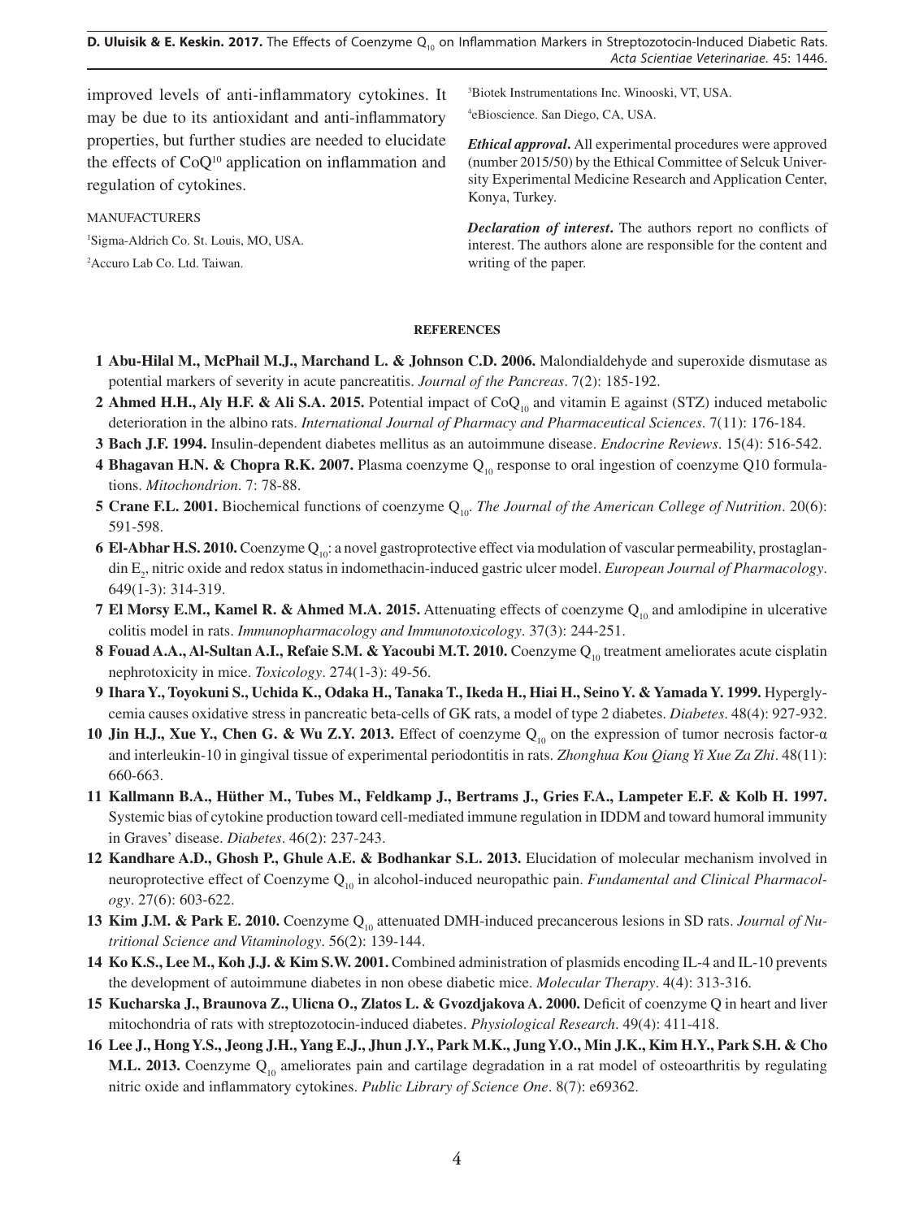improved levels of anti-inflammatory cytokines. It may be due to its antioxidant and anti-inflammatory properties, but further studies are needed to elucidate the effects of CoQ[10] application on inflammation and regulation of cytokines.

MANUFACTURERS

[1]Sigma-Aldrich Co. St. Louis, MO, USA.

[2]Accuro Lab Co. Ltd. Taiwan.

[3]Biotek Instrumentations Inc. Winooski, VT, USA.

[4]eBioscience. San Diego, CA, USA.

***Ethical approval***. All experimental procedures were approved (number 2015/50) by the Ethical Committee of Selcuk University Experimental Medicine Research and Application Center, Konya, Turkey.

***Declaration of interest***. The authors report no conflicts of interest. The authors alone are responsible for the content and writing of the paper.

## REFERENCES

**1 Abu-Hilal M., McPhail M.J., Marchand L. & Johnson C.D. 2006.** Malondialdehyde and superoxide dismutase as potential markers of severity in acute pancreatitis. *Journal of the Pancreas*. 7(2): 185-192.

**2 Ahmed H.H., Aly H.F. & Ali S.A. 2015.** Potential impact of $CoQ_{10}$ and vitamin E against (STZ) induced metabolic deterioration in the albino rats. *International Journal of Pharmacy and Pharmaceutical Sciences*. 7(11): 176-184.

**3 Bach J.F. 1994.** Insulin-dependent diabetes mellitus as an autoimmune disease. *Endocrine Reviews*. 15(4): 516-542.

**4 Bhagavan H.N. & Chopra R.K. 2007.** Plasma coenzyme $Q_{10}$ response to oral ingestion of coenzyme Q10 formulations. *Mitochondrion*. 7: 78-88.

**5 Crane F.L. 2001.** Biochemical functions of coenzyme $Q_{10}$. *The Journal of the American College of Nutrition*. 20(6): 591-598.

**6 El-Abhar H.S. 2010.** Coenzyme $Q_{10}$: a novel gastroprotective effect via modulation of vascular permeability, prostaglandin $E_2$, nitric oxide and redox status in indomethacin-induced gastric ulcer model. *European Journal of Pharmacology*. 649(1-3): 314-319.

**7 El Morsy E.M., Kamel R. & Ahmed M.A. 2015.** Attenuating effects of coenzyme $Q_{10}$ and amlodipine in ulcerative colitis model in rats. *Immunopharmacology and Immunotoxicology*. 37(3): 244-251.

**8 Fouad A.A., Al-Sultan A.I., Refaie S.M. & Yacoubi M.T. 2010.** Coenzyme $Q_{10}$ treatment ameliorates acute cisplatin nephrotoxicity in mice. *Toxicology*. 274(1-3): 49-56.

**9 Ihara Y., Toyokuni S., Uchida K., Odaka H., Tanaka T., Ikeda H., Hiai H., Seino Y. & Yamada Y. 1999.** Hyperglycemia causes oxidative stress in pancreatic beta-cells of GK rats, a model of type 2 diabetes. *Diabetes*. 48(4): 927-932.

**10 Jin H.J., Xue Y., Chen G. & Wu Z.Y. 2013.** Effect of coenzyme $Q_{10}$ on the expression of tumor necrosis factor-α and interleukin-10 in gingival tissue of experimental periodontitis in rats. *Zhonghua Kou Qiang Yi Xue Za Zhi*. 48(11): 660-663.

**11 Kallmann B.A., Hüther M., Tubes M., Feldkamp J., Bertrams J., Gries F.A., Lampeter E.F. & Kolb H. 1997.** Systemic bias of cytokine production toward cell-mediated immune regulation in IDDM and toward humoral immunity in Graves' disease. *Diabetes*. 46(2): 237-243.

**12 Kandhare A.D., Ghosh P., Ghule A.E. & Bodhankar S.L. 2013.** Elucidation of molecular mechanism involved in neuroprotective effect of Coenzyme $Q_{10}$ in alcohol-induced neuropathic pain. *Fundamental and Clinical Pharmacology*. 27(6): 603-622.

**13 Kim J.M. & Park E. 2010.** Coenzyme $Q_{10}$ attenuated DMH-induced precancerous lesions in SD rats. *Journal of Nutritional Science and Vitaminology*. 56(2): 139-144.

**14 Ko K.S., Lee M., Koh J.J. & Kim S.W. 2001.** Combined administration of plasmids encoding IL-4 and IL-10 prevents the development of autoimmune diabetes in non obese diabetic mice. *Molecular Therapy*. 4(4): 313-316.

**15 Kucharska J., Braunova Z., Ulicna O., Zlatos L. & Gvozdjakova A. 2000.** Deficit of coenzyme Q in heart and liver mitochondria of rats with streptozotocin-induced diabetes. *Physiological Research*. 49(4): 411-418.

**16 Lee J., Hong Y.S., Jeong J.H., Yang E.J., Jhun J.Y., Park M.K., Jung Y.O., Min J.K., Kim H.Y., Park S.H. & Cho M.L. 2013.** Coenzyme $Q_{10}$ ameliorates pain and cartilage degradation in a rat model of osteoarthritis by regulating nitric oxide and inflammatory cytokines. *Public Library of Science One*. 8(7): e69362.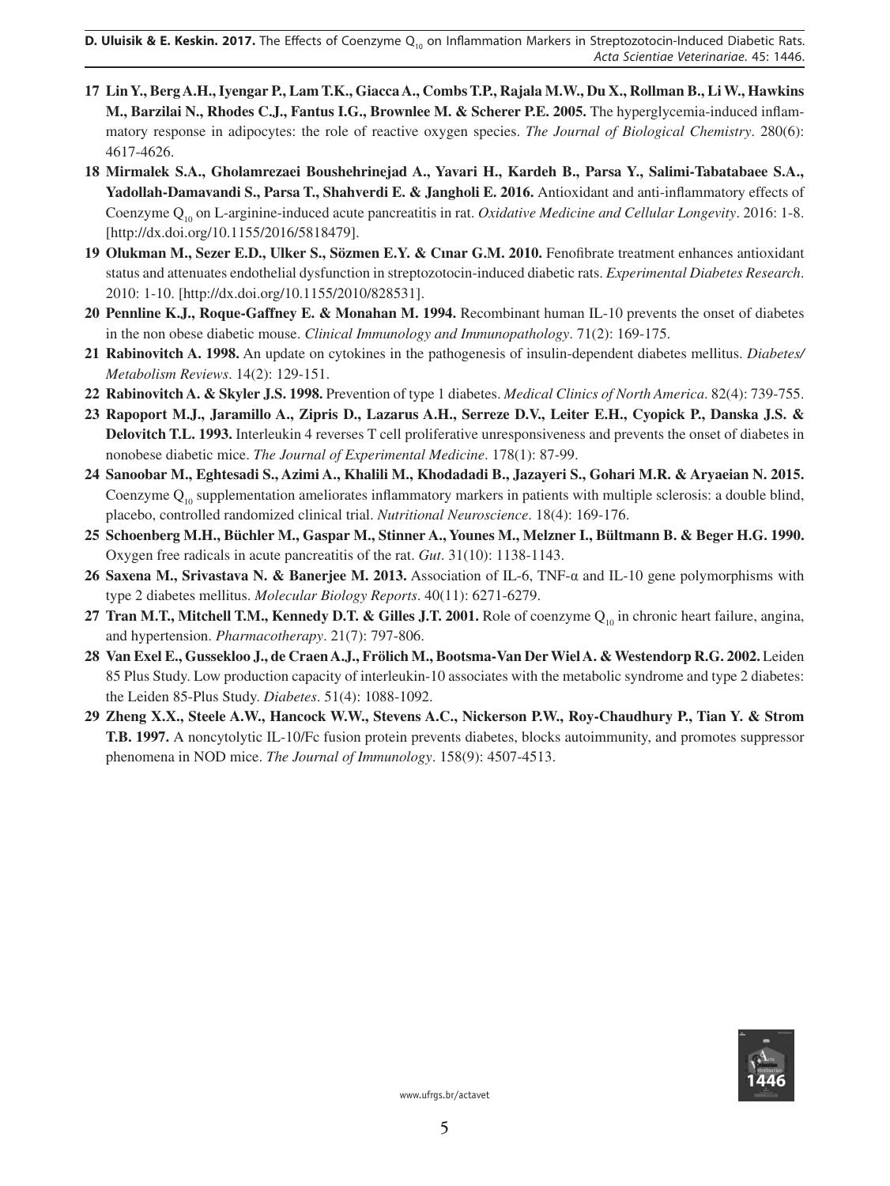**17 Lin Y., Berg A.H., Iyengar P., Lam T.K., Giacca A., Combs T.P., Rajala M.W., Du X., Rollman B., Li W., Hawkins M., Barzilai N., Rhodes C.J., Fantus I.G., Brownlee M. & Scherer P.E. 2005.** The hyperglycemia-induced inflammatory response in adipocytes: the role of reactive oxygen species. *The Journal of Biological Chemistry*. 280(6): 4617-4626.

**18 Mirmalek S.A., Gholamrezaei Boushehrinejad A., Yavari H., Kardeh B., Parsa Y., Salimi-Tabatabaee S.A., Yadollah-Damavandi S., Parsa T., Shahverdi E. & Jangholi E. 2016.** Antioxidant and anti-inflammatory effects of Coenzyme $Q_{10}$ on L-arginine-induced acute pancreatitis in rat. *Oxidative Medicine and Cellular Longevity*. 2016: 1-8. [http://dx.doi.org/10.1155/2016/5818479].

**19 Olukman M., Sezer E.D., Ulker S., Sözmen E.Y. & Cınar G.M. 2010.** Fenofibrate treatment enhances antioxidant status and attenuates endothelial dysfunction in streptozotocin-induced diabetic rats. *Experimental Diabetes Research*. 2010: 1-10. [http://dx.doi.org/10.1155/2010/828531].

**20 Pennline K.J., Roque-Gaffney E. & Monahan M. 1994.** Recombinant human IL-10 prevents the onset of diabetes in the non obese diabetic mouse. *Clinical Immunology and Immunopathology*. 71(2): 169-175.

**21 Rabinovitch A. 1998.** An update on cytokines in the pathogenesis of insulin-dependent diabetes mellitus. *Diabetes/Metabolism Reviews*. 14(2): 129-151.

**22 Rabinovitch A. & Skyler J.S. 1998.** Prevention of type 1 diabetes. *Medical Clinics of North America*. 82(4): 739-755.

**23 Rapoport M.J., Jaramillo A., Zipris D., Lazarus A.H., Serreze D.V., Leiter E.H., Cyopick P., Danska J.S. & Delovitch T.L. 1993.** Interleukin 4 reverses T cell proliferative unresponsiveness and prevents the onset of diabetes in nonobese diabetic mice. *The Journal of Experimental Medicine*. 178(1): 87-99.

**24 Sanoobar M., Eghtesadi S., Azimi A., Khalili M., Khodadadi B., Jazayeri S., Gohari M.R. & Aryaeian N. 2015.** Coenzyme $Q_{10}$ supplementation ameliorates inflammatory markers in patients with multiple sclerosis: a double blind, placebo, controlled randomized clinical trial. *Nutritional Neuroscience*. 18(4): 169-176.

**25 Schoenberg M.H., Büchler M., Gaspar M., Stinner A., Younes M., Melzner I., Bültmann B. & Beger H.G. 1990.** Oxygen free radicals in acute pancreatitis of the rat. *Gut*. 31(10): 1138-1143.

**26 Saxena M., Srivastava N. & Banerjee M. 2013.** Association of IL-6, TNF-α and IL-10 gene polymorphisms with type 2 diabetes mellitus. *Molecular Biology Reports*. 40(11): 6271-6279.

**27 Tran M.T., Mitchell T.M., Kennedy D.T. & Gilles J.T. 2001.** Role of coenzyme $Q_{10}$ in chronic heart failure, angina, and hypertension. *Pharmacotherapy*. 21(7): 797-806.

**28 Van Exel E., Gussekloo J., de Craen A.J., Frölich M., Bootsma-Van Der Wiel A. & Westendorp R.G. 2002.** Leiden 85 Plus Study. Low production capacity of interleukin-10 associates with the metabolic syndrome and type 2 diabetes: the Leiden 85-Plus Study. *Diabetes*. 51(4): 1088-1092.

**29 Zheng X.X., Steele A.W., Hancock W.W., Stevens A.C., Nickerson P.W., Roy-Chaudhury P., Tian Y. & Strom T.B. 1997.** A noncytolytic IL-10/Fc fusion protein prevents diabetes, blocks autoimmunity, and promotes suppressor phenomena in NOD mice. *The Journal of Immunology*. 158(9): 4507-4513.